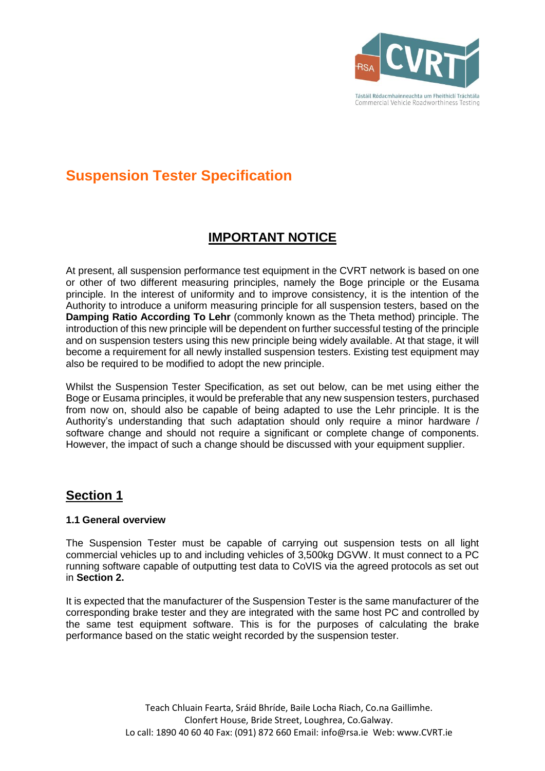# Suspension Tester Specification

## IMPORTANT NOTICE

At present, all suspension performance test equipment in the CVRT network is based on one or other of two different measuring principles, namely the Boge principle or the Eusama principle. In the interest of uniformity and to improve consistency, it is the intention of the Authority to introduce a uniform measuring principle for all suspension testers, based on the **Damping Ratio According To Lehr** (commonly known as the Theta method) principle. The introduction of this new principle will be dependent on further successful testing of the principle and on suspension testers using this new principle being widely available. At that stage, it will become a requirement for all newly installed suspension testers. Existing test equipment may also be required to be modified to adopt the new principle.

Whilst the Suspension Tester Specification, as set out below, can be met using either the Boge or Eusama principles, it would be preferable that any new suspension testers, purchased from now on, should also be capable of being adapted to use the Lehr principle. It is the Authority's understanding that such adaptation should only require a minor hardware / software change and should not require a significant or complete change of components. However, the impact of such a change should be discussed with your equipment supplier.

## Section 1

### 1.1 General overview

The Suspension Tester must be capable of carrying out suspension tests on all light commercial vehicles up to and including vehicles of 3,500kg DGVW. It must connect to a PC running software capable of outputting test data to CoVIS via the agreed protocols as set out in **Section 2.**

It is expected that the manufacturer of the Suspension Tester is the same manufacturer of the corresponding brake tester and they are integrated with the same host PC and controlled by the same test equipment software. This is for the purposes of calculating the brake performance based on the static weight recorded by the suspension tester.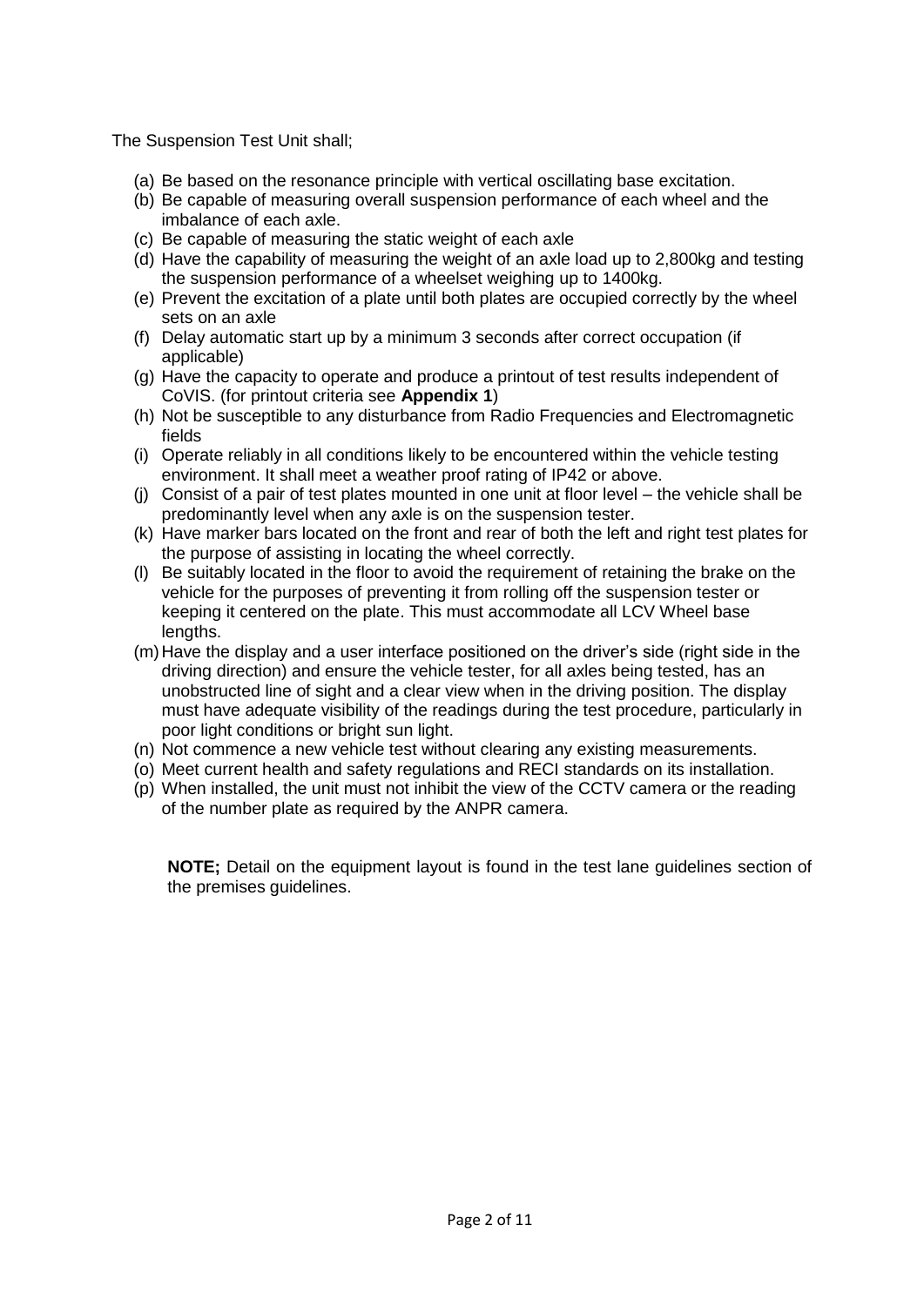The Suspension Test Unit shall;

(a) Be based on the resonance principle with vertical oscillating base excitation.
(b) Be capable of measuring overall suspension performance of each wheel and the imbalance of each axle.
(c) Be capable of measuring the static weight of each axle
(d) Have the capability of measuring the weight of an axle load up to 2,800kg and testing the suspension performance of a wheelset weighing up to 1400kg.
(e) Prevent the excitation of a plate until both plates are occupied correctly by the wheel sets on an axle
(f) Delay automatic start up by a minimum 3 seconds after correct occupation (if applicable)
(g) Have the capacity to operate and produce a printout of test results independent of CoVIS. (for printout criteria see **Appendix 1**)
(h) Not be susceptible to any disturbance from Radio Frequencies and Electromagnetic fields
(i) Operate reliably in all conditions likely to be encountered within the vehicle testing environment. It shall meet a weather proof rating of IP42 or above.
(j) Consist of a pair of test plates mounted in one unit at floor level – the vehicle shall be predominantly level when any axle is on the suspension tester.
(k) Have marker bars located on the front and rear of both the left and right test plates for the purpose of assisting in locating the wheel correctly.
(l) Be suitably located in the floor to avoid the requirement of retaining the brake on the vehicle for the purposes of preventing it from rolling off the suspension tester or keeping it centered on the plate. This must accommodate all LCV Wheel base lengths.
(m) Have the display and a user interface positioned on the driver's side (right side in the driving direction) and ensure the vehicle tester, for all axles being tested, has an unobstructed line of sight and a clear view when in the driving position. The display must have adequate visibility of the readings during the test procedure, particularly in poor light conditions or bright sun light.
(n) Not commence a new vehicle test without clearing any existing measurements.
(o) Meet current health and safety regulations and RECI standards on its installation.
(p) When installed, the unit must not inhibit the view of the CCTV camera or the reading of the number plate as required by the ANPR camera.

**NOTE;** Detail on the equipment layout is found in the test lane guidelines section of the premises guidelines.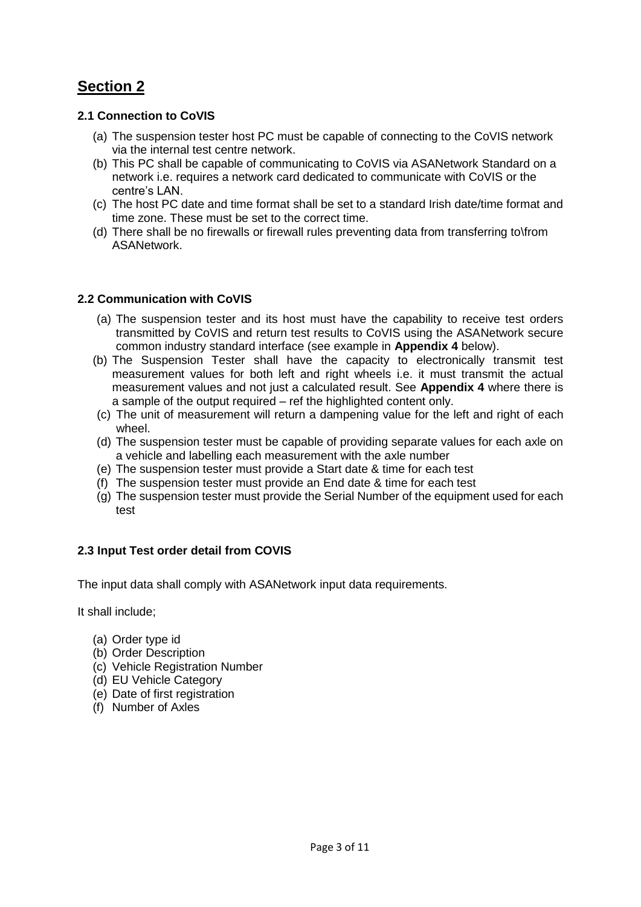# Section 2

### 2.1 Connection to CoVIS

(a) The suspension tester host PC must be capable of connecting to the CoVIS network via the internal test centre network.
(b) This PC shall be capable of communicating to CoVIS via ASANetwork Standard on a network i.e. requires a network card dedicated to communicate with CoVIS or the centre's LAN.
(c) The host PC date and time format shall be set to a standard Irish date/time format and time zone. These must be set to the correct time.
(d) There shall be no firewalls or firewall rules preventing data from transferring to\from ASANetwork.

### 2.2 Communication with CoVIS

(a) The suspension tester and its host must have the capability to receive test orders transmitted by CoVIS and return test results to CoVIS using the ASANetwork secure common industry standard interface (see example in **Appendix 4** below).
(b) The Suspension Tester shall have the capacity to electronically transmit test measurement values for both left and right wheels i.e. it must transmit the actual measurement values and not just a calculated result. See **Appendix 4** where there is a sample of the output required – ref the highlighted content only.
(c) The unit of measurement will return a dampening value for the left and right of each wheel.
(d) The suspension tester must be capable of providing separate values for each axle on a vehicle and labelling each measurement with the axle number
(e) The suspension tester must provide a Start date & time for each test
(f) The suspension tester must provide an End date & time for each test
(g) The suspension tester must provide the Serial Number of the equipment used for each test

### 2.3 Input Test order detail from COVIS

The input data shall comply with ASANetwork input data requirements.

It shall include;

(a) Order type id
(b) Order Description
(c) Vehicle Registration Number
(d) EU Vehicle Category
(e) Date of first registration
(f) Number of Axles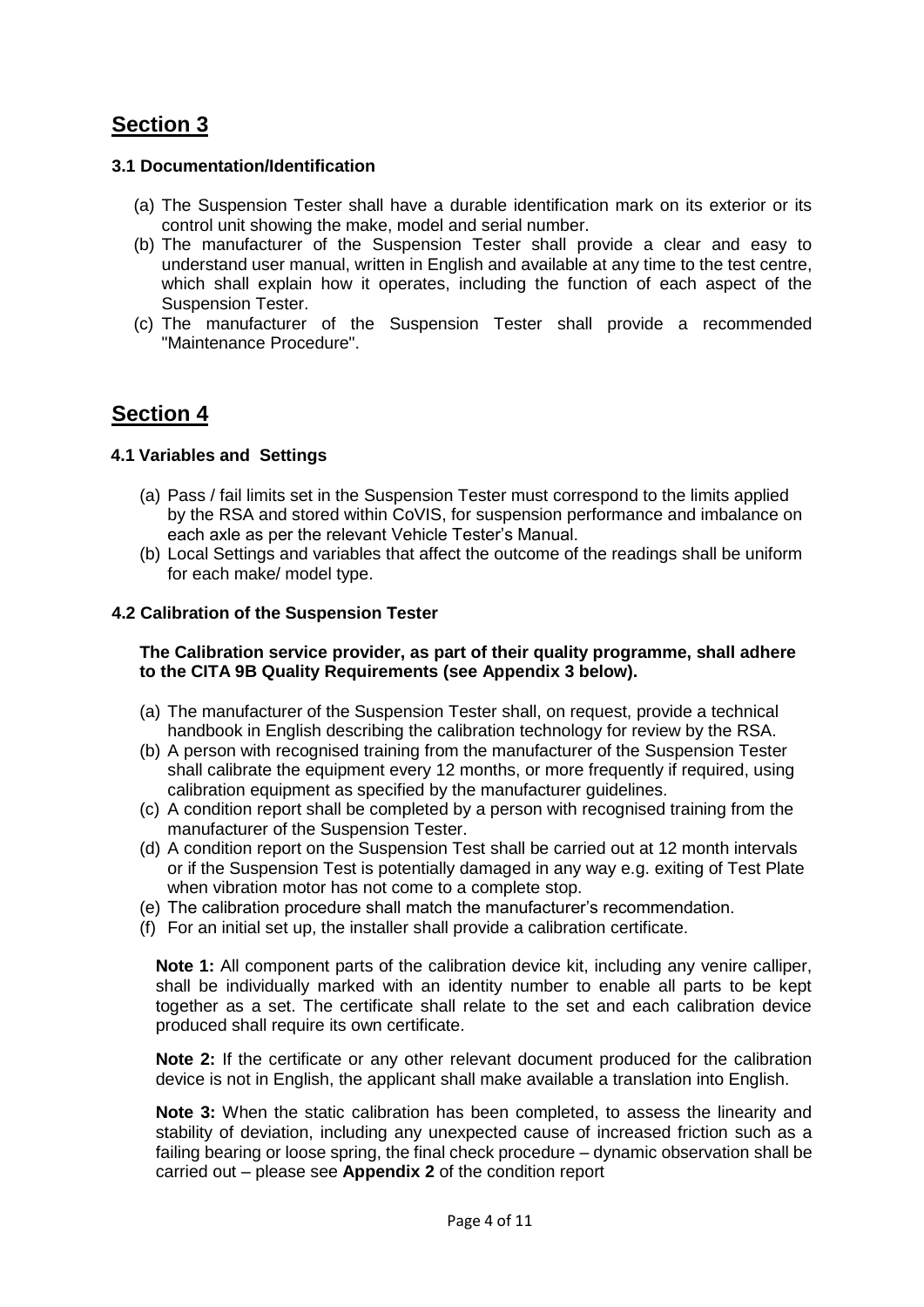# Section 3

### 3.1 Documentation/Identification

(a) The Suspension Tester shall have a durable identification mark on its exterior or its control unit showing the make, model and serial number.
(b) The manufacturer of the Suspension Tester shall provide a clear and easy to understand user manual, written in English and available at any time to the test centre, which shall explain how it operates, including the function of each aspect of the Suspension Tester.
(c) The manufacturer of the Suspension Tester shall provide a recommended "Maintenance Procedure".

# Section 4

### 4.1 Variables and Settings

(a) Pass / fail limits set in the Suspension Tester must correspond to the limits applied by the RSA and stored within CoVIS, for suspension performance and imbalance on each axle as per the relevant Vehicle Tester's Manual.
(b) Local Settings and variables that affect the outcome of the readings shall be uniform for each make/ model type.

### 4.2 Calibration of the Suspension Tester

**The Calibration service provider, as part of their quality programme, shall adhere to the CITA 9B Quality Requirements (see Appendix 3 below).**

(a) The manufacturer of the Suspension Tester shall, on request, provide a technical handbook in English describing the calibration technology for review by the RSA.
(b) A person with recognised training from the manufacturer of the Suspension Tester shall calibrate the equipment every 12 months, or more frequently if required, using calibration equipment as specified by the manufacturer guidelines.
(c) A condition report shall be completed by a person with recognised training from the manufacturer of the Suspension Tester.
(d) A condition report on the Suspension Test shall be carried out at 12 month intervals or if the Suspension Test is potentially damaged in any way e.g. exiting of Test Plate when vibration motor has not come to a complete stop.
(e) The calibration procedure shall match the manufacturer's recommendation.
(f) For an initial set up, the installer shall provide a calibration certificate.

**Note 1:** All component parts of the calibration device kit, including any venire calliper, shall be individually marked with an identity number to enable all parts to be kept together as a set. The certificate shall relate to the set and each calibration device produced shall require its own certificate.

**Note 2:** If the certificate or any other relevant document produced for the calibration device is not in English, the applicant shall make available a translation into English.

**Note 3:** When the static calibration has been completed, to assess the linearity and stability of deviation, including any unexpected cause of increased friction such as a failing bearing or loose spring, the final check procedure – dynamic observation shall be carried out – please see **Appendix 2** of the condition report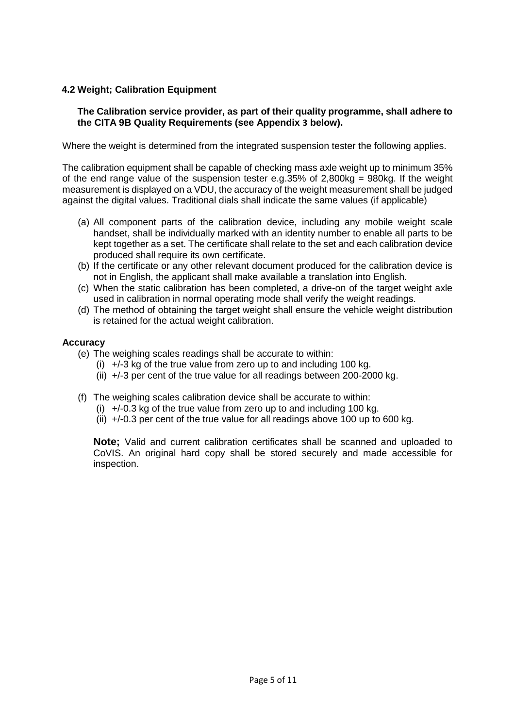### 4.2 Weight; Calibration Equipment

**The Calibration service provider, as part of their quality programme, shall adhere to the CITA 9B Quality Requirements (see Appendix 3 below).**

Where the weight is determined from the integrated suspension tester the following applies.

The calibration equipment shall be capable of checking mass axle weight up to minimum 35% of the end range value of the suspension tester e.g.35% of 2,800kg = 980kg. If the weight measurement is displayed on a VDU, the accuracy of the weight measurement shall be judged against the digital values. Traditional dials shall indicate the same values (if applicable)

(a) All component parts of the calibration device, including any mobile weight scale handset, shall be individually marked with an identity number to enable all parts to be kept together as a set. The certificate shall relate to the set and each calibration device produced shall require its own certificate.
(b) If the certificate or any other relevant document produced for the calibration device is not in English, the applicant shall make available a translation into English.
(c) When the static calibration has been completed, a drive-on of the target weight axle used in calibration in normal operating mode shall verify the weight readings.
(d) The method of obtaining the target weight shall ensure the vehicle weight distribution is retained for the actual weight calibration.

**Accuracy**

(e) The weighing scales readings shall be accurate to within:
   (i) +/-3 kg of the true value from zero up to and including 100 kg.
   (ii) +/-3 per cent of the true value for all readings between 200-2000 kg.

(f) The weighing scales calibration device shall be accurate to within:
   (i) +/-0.3 kg of the true value from zero up to and including 100 kg.
   (ii) +/-0.3 per cent of the true value for all readings above 100 up to 600 kg.

**Note;** Valid and current calibration certificates shall be scanned and uploaded to CoVIS. An original hard copy shall be stored securely and made accessible for inspection.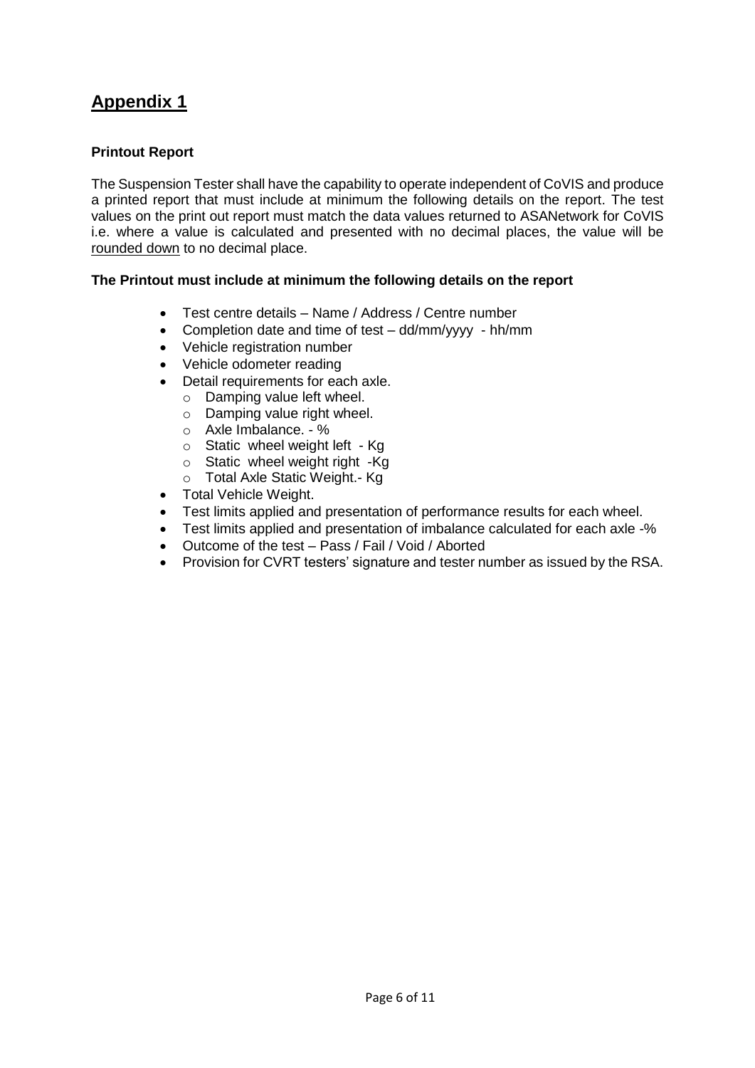# Appendix 1

**Printout Report**

The Suspension Tester shall have the capability to operate independent of CoVIS and produce a printed report that must include at minimum the following details on the report. The test values on the print out report must match the data values returned to ASANetwork for CoVIS i.e. where a value is calculated and presented with no decimal places, the value will be rounded down to no decimal place.

**The Printout must include at minimum the following details on the report**

- Test centre details – Name / Address / Centre number
- Completion date and time of test – dd/mm/yyyy - hh/mm
- Vehicle registration number
- Vehicle odometer reading
- Detail requirements for each axle.
  - Damping value left wheel.
  - Damping value right wheel.
  - Axle Imbalance. - %
  - Static wheel weight left - Kg
  - Static wheel weight right -Kg
  - Total Axle Static Weight.- Kg
- Total Vehicle Weight.
- Test limits applied and presentation of performance results for each wheel.
- Test limits applied and presentation of imbalance calculated for each axle -%
- Outcome of the test – Pass / Fail / Void / Aborted
- Provision for CVRT testers' signature and tester number as issued by the RSA.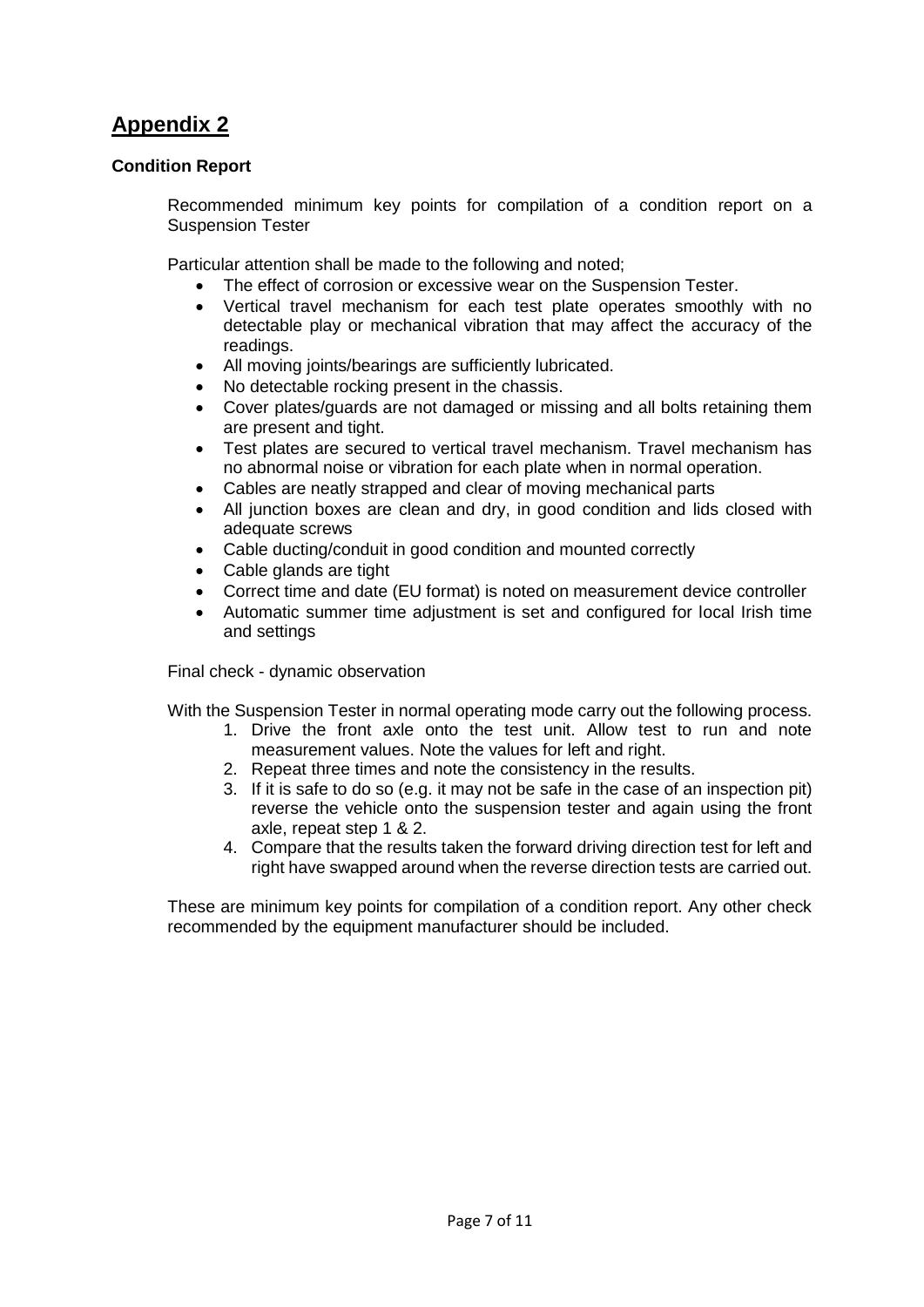# Appendix 2

**Condition Report**

Recommended minimum key points for compilation of a condition report on a Suspension Tester

Particular attention shall be made to the following and noted;

- The effect of corrosion or excessive wear on the Suspension Tester.
- Vertical travel mechanism for each test plate operates smoothly with no detectable play or mechanical vibration that may affect the accuracy of the readings.
- All moving joints/bearings are sufficiently lubricated.
- No detectable rocking present in the chassis.
- Cover plates/guards are not damaged or missing and all bolts retaining them are present and tight.
- Test plates are secured to vertical travel mechanism. Travel mechanism has no abnormal noise or vibration for each plate when in normal operation.
- Cables are neatly strapped and clear of moving mechanical parts
- All junction boxes are clean and dry, in good condition and lids closed with adequate screws
- Cable ducting/conduit in good condition and mounted correctly
- Cable glands are tight
- Correct time and date (EU format) is noted on measurement device controller
- Automatic summer time adjustment is set and configured for local Irish time and settings

Final check - dynamic observation

With the Suspension Tester in normal operating mode carry out the following process.

1. Drive the front axle onto the test unit. Allow test to run and note measurement values. Note the values for left and right.
2. Repeat three times and note the consistency in the results.
3. If it is safe to do so (e.g. it may not be safe in the case of an inspection pit) reverse the vehicle onto the suspension tester and again using the front axle, repeat step 1 & 2.
4. Compare that the results taken the forward driving direction test for left and right have swapped around when the reverse direction tests are carried out.

These are minimum key points for compilation of a condition report. Any other check recommended by the equipment manufacturer should be included.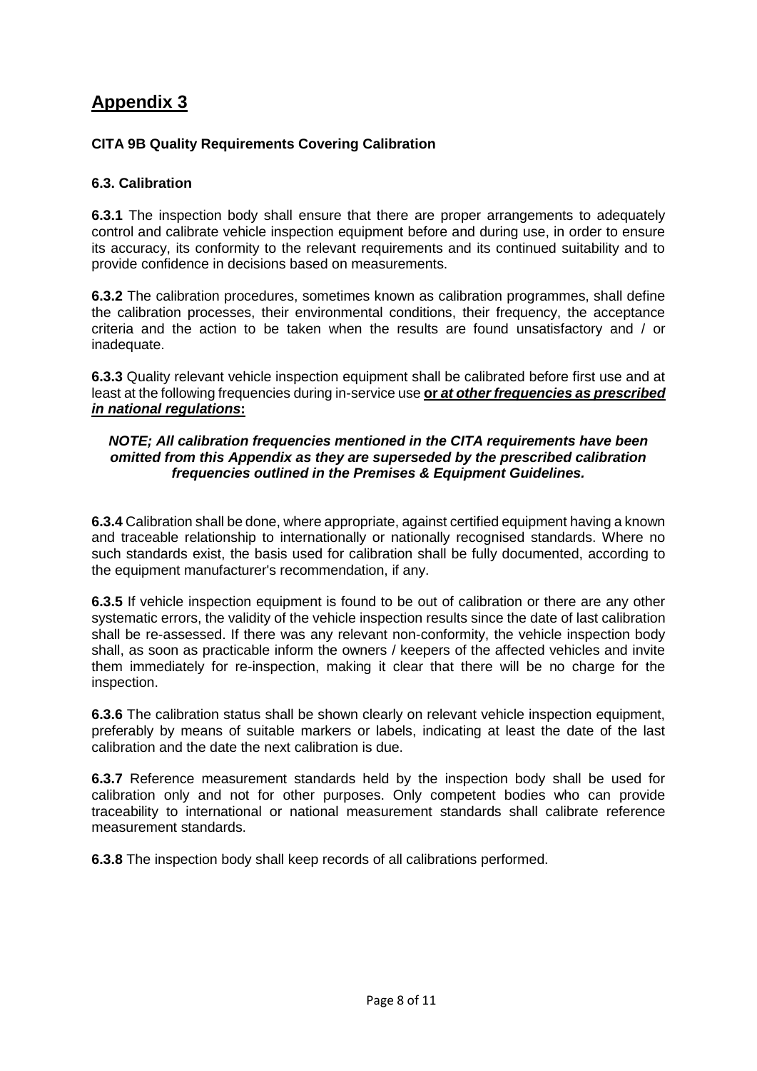# Appendix 3

**CITA 9B Quality Requirements Covering Calibration**

**6.3. Calibration**

**6.3.1** The inspection body shall ensure that there are proper arrangements to adequately control and calibrate vehicle inspection equipment before and during use, in order to ensure its accuracy, its conformity to the relevant requirements and its continued suitability and to provide confidence in decisions based on measurements.

**6.3.2** The calibration procedures, sometimes known as calibration programmes, shall define the calibration processes, their environmental conditions, their frequency, the acceptance criteria and the action to be taken when the results are found unsatisfactory and / or inadequate.

**6.3.3** Quality relevant vehicle inspection equipment shall be calibrated before first use and at least at the following frequencies during in-service use **or *at other frequencies as prescribed in national regulations*:**

***NOTE; All calibration frequencies mentioned in the CITA requirements have been omitted from this Appendix as they are superseded by the prescribed calibration frequencies outlined in the Premises & Equipment Guidelines.***

**6.3.4** Calibration shall be done, where appropriate, against certified equipment having a known and traceable relationship to internationally or nationally recognised standards. Where no such standards exist, the basis used for calibration shall be fully documented, according to the equipment manufacturer's recommendation, if any.

**6.3.5** If vehicle inspection equipment is found to be out of calibration or there are any other systematic errors, the validity of the vehicle inspection results since the date of last calibration shall be re-assessed. If there was any relevant non-conformity, the vehicle inspection body shall, as soon as practicable inform the owners / keepers of the affected vehicles and invite them immediately for re-inspection, making it clear that there will be no charge for the inspection.

**6.3.6** The calibration status shall be shown clearly on relevant vehicle inspection equipment, preferably by means of suitable markers or labels, indicating at least the date of the last calibration and the date the next calibration is due.

**6.3.7** Reference measurement standards held by the inspection body shall be used for calibration only and not for other purposes. Only competent bodies who can provide traceability to international or national measurement standards shall calibrate reference measurement standards.

**6.3.8** The inspection body shall keep records of all calibrations performed.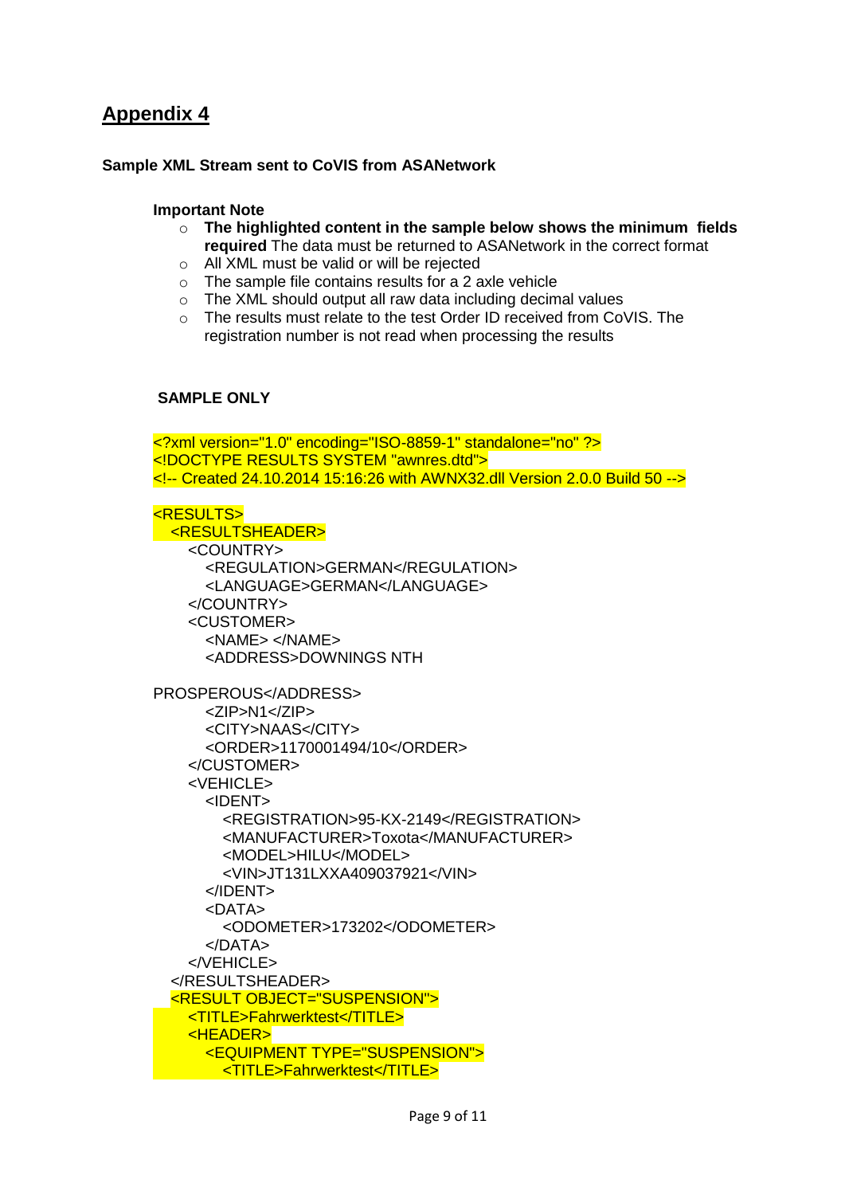## Appendix 4

**Sample XML Stream sent to CoVIS from ASANetwork**

**Important Note**

- **The highlighted content in the sample below shows the minimum fields required** The data must be returned to ASANetwork in the correct format
- All XML must be valid or will be rejected
- The sample file contains results for a 2 axle vehicle
- The XML should output all raw data including decimal values
- The results must relate to the test Order ID received from CoVIS. The registration number is not read when processing the results

**SAMPLE ONLY**

```
<?xml version="1.0" encoding="ISO-8859-1" standalone="no" ?>
<!DOCTYPE RESULTS SYSTEM "awnres.dtd">
<!-- Created 24.10.2014 15:16:26 with AWNX32.dll Version 2.0.0 Build 50 -->

<RESULTS>
  <RESULTSHEADER>
    <COUNTRY>
      <REGULATION>GERMAN</REGULATION>
      <LANGUAGE>GERMAN</LANGUAGE>
    </COUNTRY>
    <CUSTOMER>
      <NAME> </NAME>
      <ADDRESS>DOWNINGS NTH

PROSPEROUS</ADDRESS>
      <ZIP>N1</ZIP>
      <CITY>NAAS</CITY>
      <ORDER>1170001494/10</ORDER>
    </CUSTOMER>
    <VEHICLE>
      <IDENT>
        <REGISTRATION>95-KX-2149</REGISTRATION>
        <MANUFACTURER>Toxota</MANUFACTURER>
        <MODEL>HILU</MODEL>
        <VIN>JT131LXXA409037921</VIN>
      </IDENT>
      <DATA>
        <ODOMETER>173202</ODOMETER>
      </DATA>
    </VEHICLE>
  </RESULTSHEADER>
  <RESULT OBJECT="SUSPENSION">
    <TITLE>Fahrwerktest</TITLE>
    <HEADER>
      <EQUIPMENT TYPE="SUSPENSION">
        <TITLE>Fahrwerktest</TITLE>
```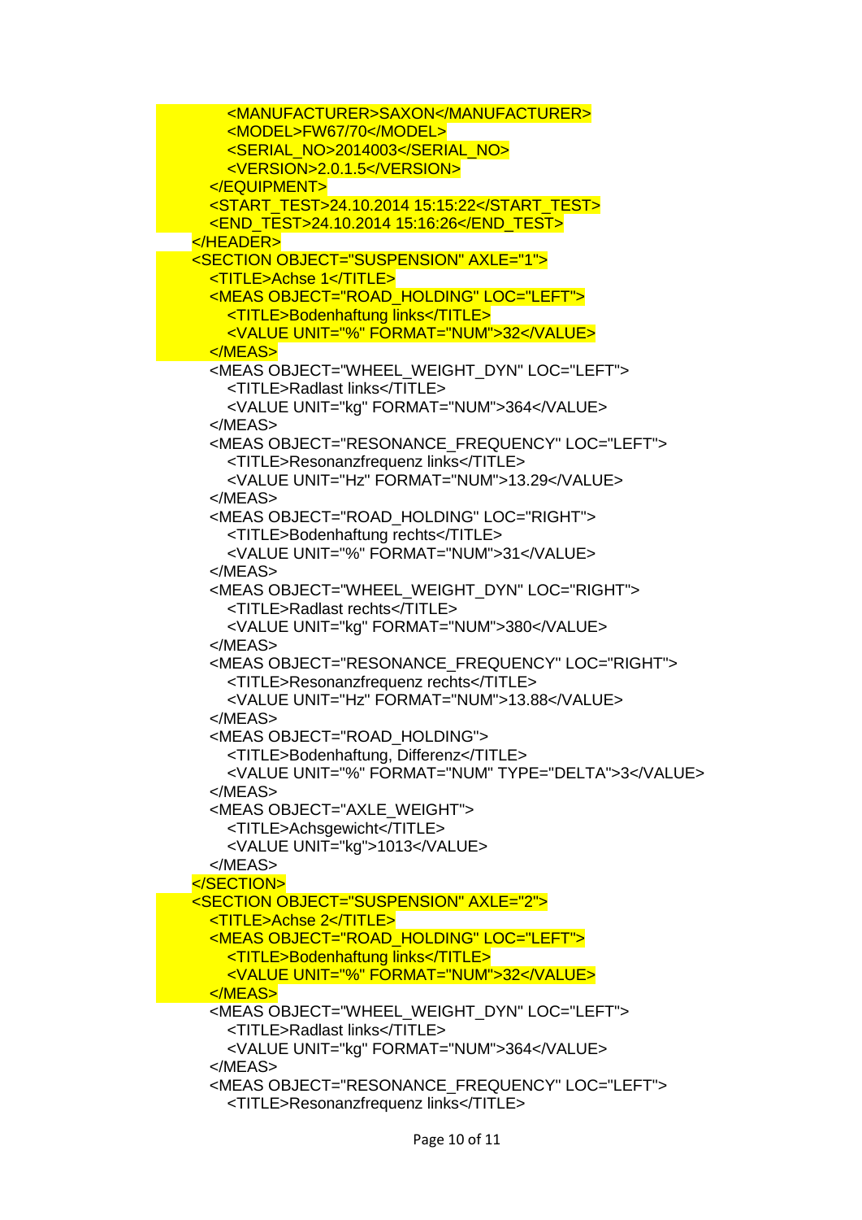```
      <MANUFACTURER>SAXON</MANUFACTURER>
      <MODEL>FW67/70</MODEL>
      <SERIAL_NO>2014003</SERIAL_NO>
      <VERSION>2.0.1.5</VERSION>
    </EQUIPMENT>
    <START_TEST>24.10.2014 15:15:22</START_TEST>
    <END_TEST>24.10.2014 15:16:26</END_TEST>
  </HEADER>
  <SECTION OBJECT="SUSPENSION" AXLE="1">
    <TITLE>Achse 1</TITLE>
    <MEAS OBJECT="ROAD_HOLDING" LOC="LEFT">
      <TITLE>Bodenhaftung links</TITLE>
      <VALUE UNIT="%" FORMAT="NUM">32</VALUE>
    </MEAS>
    <MEAS OBJECT="WHEEL_WEIGHT_DYN" LOC="LEFT">
      <TITLE>Radlast links</TITLE>
      <VALUE UNIT="kg" FORMAT="NUM">364</VALUE>
    </MEAS>
    <MEAS OBJECT="RESONANCE_FREQUENCY" LOC="LEFT">
      <TITLE>Resonanzfrequenz links</TITLE>
      <VALUE UNIT="Hz" FORMAT="NUM">13.29</VALUE>
    </MEAS>
    <MEAS OBJECT="ROAD_HOLDING" LOC="RIGHT">
      <TITLE>Bodenhaftung rechts</TITLE>
      <VALUE UNIT="%" FORMAT="NUM">31</VALUE>
    </MEAS>
    <MEAS OBJECT="WHEEL_WEIGHT_DYN" LOC="RIGHT">
      <TITLE>Radlast rechts</TITLE>
      <VALUE UNIT="kg" FORMAT="NUM">380</VALUE>
    </MEAS>
    <MEAS OBJECT="RESONANCE_FREQUENCY" LOC="RIGHT">
      <TITLE>Resonanzfrequenz rechts</TITLE>
      <VALUE UNIT="Hz" FORMAT="NUM">13.88</VALUE>
    </MEAS>
    <MEAS OBJECT="ROAD_HOLDING">
      <TITLE>Bodenhaftung, Differenz</TITLE>
      <VALUE UNIT="%" FORMAT="NUM" TYPE="DELTA">3</VALUE>
    </MEAS>
    <MEAS OBJECT="AXLE_WEIGHT">
      <TITLE>Achsgewicht</TITLE>
      <VALUE UNIT="kg">1013</VALUE>
    </MEAS>
  </SECTION>
  <SECTION OBJECT="SUSPENSION" AXLE="2">
    <TITLE>Achse 2</TITLE>
    <MEAS OBJECT="ROAD_HOLDING" LOC="LEFT">
      <TITLE>Bodenhaftung links</TITLE>
      <VALUE UNIT="%" FORMAT="NUM">32</VALUE>
    </MEAS>
    <MEAS OBJECT="WHEEL_WEIGHT_DYN" LOC="LEFT">
      <TITLE>Radlast links</TITLE>
      <VALUE UNIT="kg" FORMAT="NUM">364</VALUE>
    </MEAS>
    <MEAS OBJECT="RESONANCE_FREQUENCY" LOC="LEFT">
      <TITLE>Resonanzfrequenz links</TITLE>
```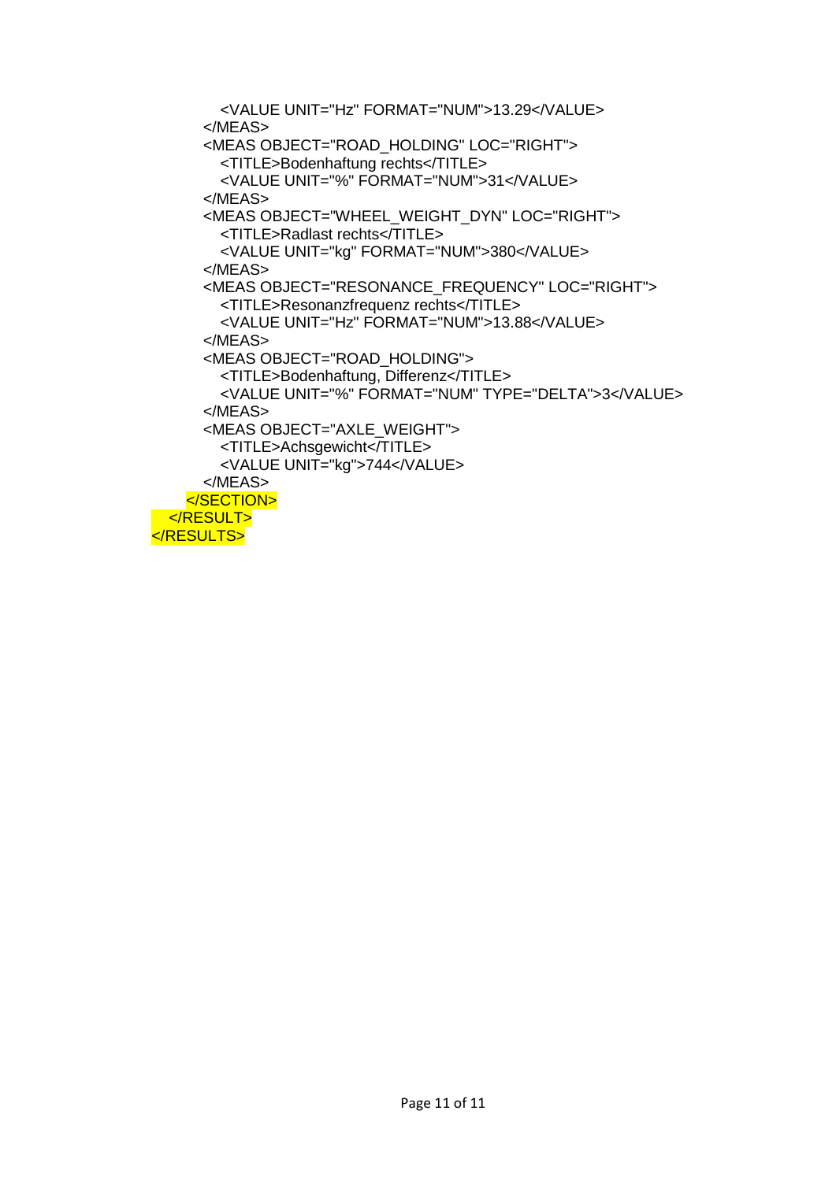```
      <VALUE UNIT="Hz" FORMAT="NUM">13.29</VALUE>
    </MEAS>
    <MEAS OBJECT="ROAD_HOLDING" LOC="RIGHT">
      <TITLE>Bodenhaftung rechts</TITLE>
      <VALUE UNIT="%" FORMAT="NUM">31</VALUE>
    </MEAS>
    <MEAS OBJECT="WHEEL_WEIGHT_DYN" LOC="RIGHT">
      <TITLE>Radlast rechts</TITLE>
      <VALUE UNIT="kg" FORMAT="NUM">380</VALUE>
    </MEAS>
    <MEAS OBJECT="RESONANCE_FREQUENCY" LOC="RIGHT">
      <TITLE>Resonanzfrequenz rechts</TITLE>
      <VALUE UNIT="Hz" FORMAT="NUM">13.88</VALUE>
    </MEAS>
    <MEAS OBJECT="ROAD_HOLDING">
      <TITLE>Bodenhaftung, Differenz</TITLE>
      <VALUE UNIT="%" FORMAT="NUM" TYPE="DELTA">3</VALUE>
    </MEAS>
    <MEAS OBJECT="AXLE_WEIGHT">
      <TITLE>Achsgewicht</TITLE>
      <VALUE UNIT="kg">744</VALUE>
    </MEAS>
  </SECTION>
 </RESULT>
</RESULTS>
```